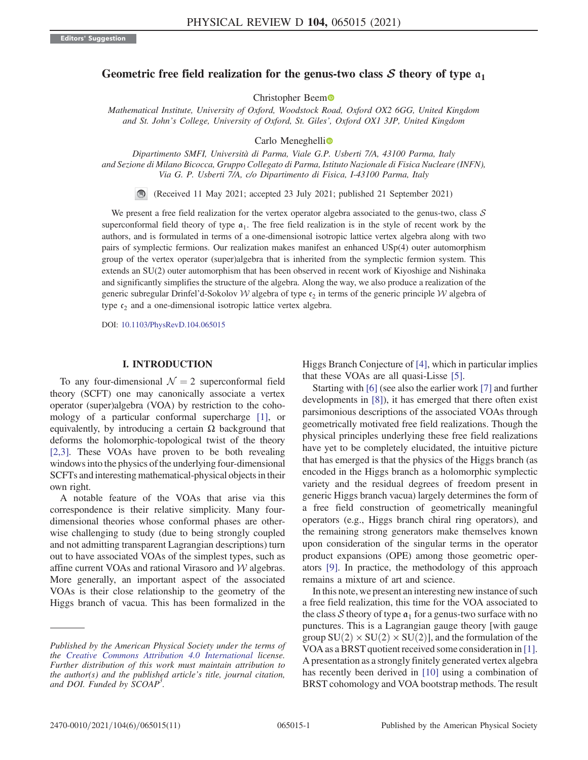Editors' Suggestion

# Geometric free field realization for the genus-two class $\mathcal{S}$ theory of type $\mathfrak{a}_1$

Christopher Beem

*Mathematical Institute, University of Oxford, Woodstock Road, Oxford OX2 6GG, United Kingdom and St. John's College, University of Oxford, St. Giles', Oxford OX1 3JP, United Kingdom*

Carlo Meneghelli

*Dipartimento SMFI, Università di Parma, Viale G.P. Usberti 7/A, 43100 Parma, Italy and Sezione di Milano Bicocca, Gruppo Collegato di Parma, Istituto Nazionale di Fisica Nucleare (INFN), Via G. P. Usberti 7/A, c/o Dipartimento di Fisica, I-43100 Parma, Italy*

(Received 11 May 2021; accepted 23 July 2021; published 21 September 2021)

We present a free field realization for the vertex operator algebra associated to the genus-two, class $\mathcal{S}$ superconformal field theory of type $\mathfrak{a}_1$. The free field realization is in the style of recent work by the authors, and is formulated in terms of a one-dimensional isotropic lattice vertex algebra along with two pairs of symplectic fermions. Our realization makes manifest an enhanced USp(4) outer automorphism group of the vertex operator (super)algebra that is inherited from the symplectic fermion system. This extends an SU(2) outer automorphism that has been observed in recent work of Kiyoshige and Nishinaka and significantly simplifies the structure of the algebra. Along the way, we also produce a realization of the generic subregular Drinfel'd-Sokolov $\mathcal{W}$ algebra of type $\mathfrak{c}_2$ in terms of the generic principle $\mathcal{W}$ algebra of type $\mathfrak{c}_2$ and a one-dimensional isotropic lattice vertex algebra.

DOI: 10.1103/PhysRevD.104.065015

## I. INTRODUCTION

To any four-dimensional $\mathcal{N}=2$ superconformal field theory (SCFT) one may canonically associate a vertex operator (super)algebra (VOA) by restriction to the cohomology of a particular conformal supercharge [1], or equivalently, by introducing a certain $\Omega$ background that deforms the holomorphic-topological twist of the theory [2,3]. These VOAs have proven to be both revealing windows into the physics of the underlying four-dimensional SCFTs and interesting mathematical-physical objects in their own right.

A notable feature of the VOAs that arise via this correspondence is their relative simplicity. Many four-dimensional theories whose conformal phases are otherwise challenging to study (due to being strongly coupled and not admitting transparent Lagrangian descriptions) turn out to have associated VOAs of the simplest types, such as affine current VOAs and rational Virasoro and $\mathcal{W}$ algebras. More generally, an important aspect of the associated VOAs is their close relationship to the geometry of the Higgs branch of vacua. This has been formalized in the Higgs Branch Conjecture of [4], which in particular implies that these VOAs are all quasi-Lisse [5].

Starting with [6] (see also the earlier work [7] and further developments in [8]), it has emerged that there often exist parsimonious descriptions of the associated VOAs through geometrically motivated free field realizations. Though the physical principles underlying these free field realizations have yet to be completely elucidated, the intuitive picture that has emerged is that the physics of the Higgs branch (as encoded in the Higgs branch as a holomorphic symplectic variety and the residual degrees of freedom present in generic Higgs branch vacua) largely determines the form of a free field construction of geometrically meaningful operators (e.g., Higgs branch chiral ring operators), and the remaining strong generators make themselves known upon consideration of the singular terms in the operator product expansions (OPE) among those geometric operators [9]. In practice, the methodology of this approach remains a mixture of art and science.

In this note, we present an interesting new instance of such a free field realization, this time for the VOA associated to the class $\mathcal{S}$ theory of type $\mathfrak{a}_1$ for a genus-two surface with no punctures. This is a Lagrangian gauge theory [with gauge group $\mathrm{SU}(2)\times\mathrm{SU}(2)\times\mathrm{SU}(2)$], and the formulation of the VOA as a BRST quotient received some consideration in [1]. A presentation as a strongly finitely generated vertex algebra has recently been derived in [10] using a combination of BRST cohomology and VOA bootstrap methods. The result

---

*Published by the American Physical Society under the terms of the Creative Commons Attribution 4.0 International license. Further distribution of this work must maintain attribution to the author(s) and the published article's title, journal citation, and DOI. Funded by SCOAP[3].*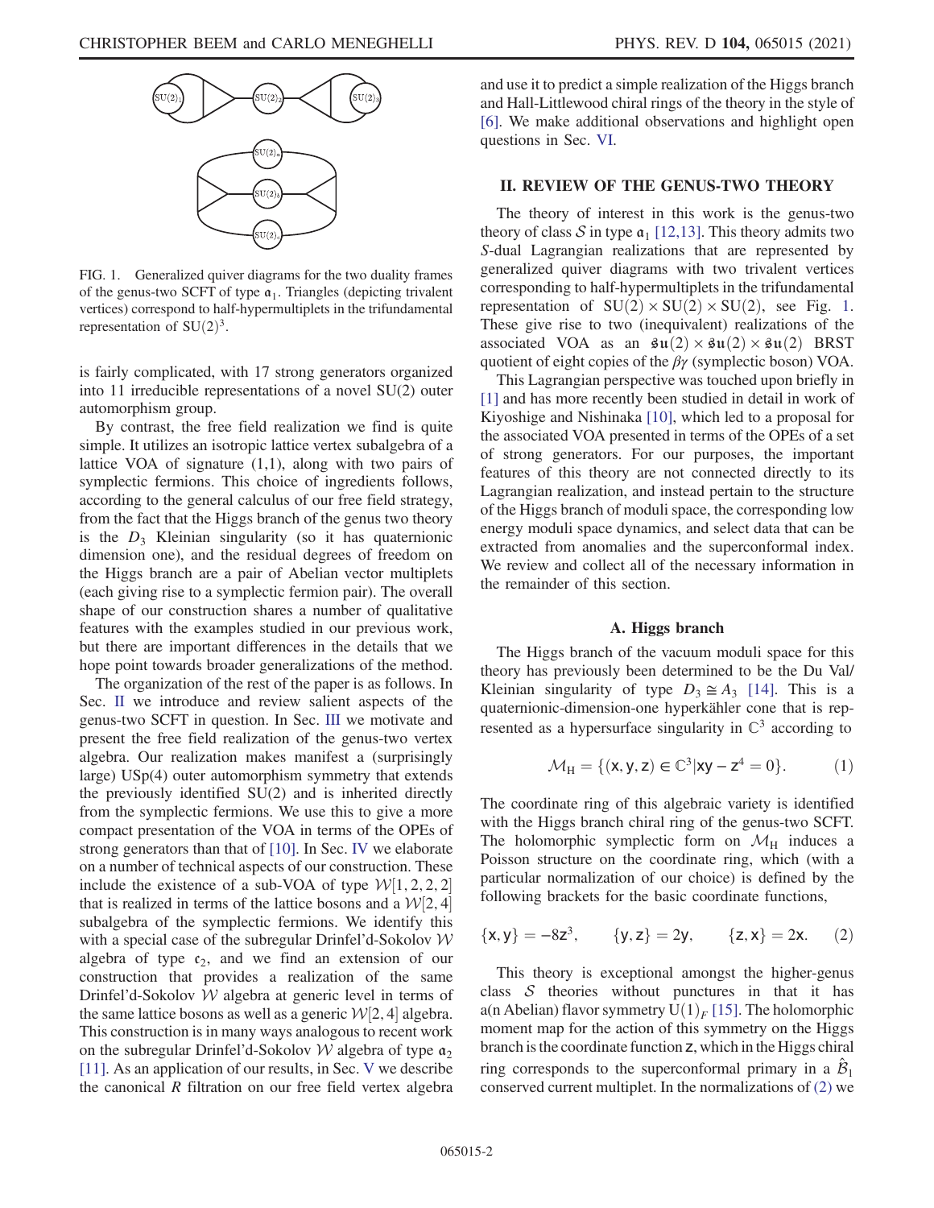FIG. 1. Generalized quiver diagrams for the two duality frames of the genus-two SCFT of type $\mathfrak{a}_1$. Triangles (depicting trivalent vertices) correspond to half-hypermultiplets in the trifundamental representation of $\mathrm{SU}(2)^3$.

is fairly complicated, with 17 strong generators organized into 11 irreducible representations of a novel SU(2) outer automorphism group.

By contrast, the free field realization we find is quite simple. It utilizes an isotropic lattice vertex subalgebra of a lattice VOA of signature (1,1), along with two pairs of symplectic fermions. This choice of ingredients follows, according to the general calculus of our free field strategy, from the fact that the Higgs branch of the genus two theory is the $D_3$ Kleinian singularity (so it has quaternionic dimension one), and the residual degrees of freedom on the Higgs branch are a pair of Abelian vector multiplets (each giving rise to a symplectic fermion pair). The overall shape of our construction shares a number of qualitative features with the examples studied in our previous work, but there are important differences in the details that we hope point towards broader generalizations of the method.

The organization of the rest of the paper is as follows. In Sec. II we introduce and review salient aspects of the genus-two SCFT in question. In Sec. III we motivate and present the free field realization of the genus-two vertex algebra. Our realization makes manifest a (surprisingly large) USp(4) outer automorphism symmetry that extends the previously identified SU(2) and is inherited directly from the symplectic fermions. We use this to give a more compact presentation of the VOA in terms of the OPEs of strong generators than that of [10]. In Sec. IV we elaborate on a number of technical aspects of our construction. These include the existence of a sub-VOA of type $\mathcal{W}[1,2,2,2]$ that is realized in terms of the lattice bosons and a $\mathcal{W}[2,4]$ subalgebra of the symplectic fermions. We identify this with a special case of the subregular Drinfel'd-Sokolov $\mathcal{W}$ algebra of type $\mathfrak{c}_2$, and we find an extension of our construction that provides a realization of the same Drinfel'd-Sokolov $\mathcal{W}$ algebra at generic level in terms of the same lattice bosons as well as a generic $\mathcal{W}[2,4]$ algebra. This construction is in many ways analogous to recent work on the subregular Drinfel'd-Sokolov $\mathcal{W}$ algebra of type $\mathfrak{a}_2$ [11]. As an application of our results, in Sec. V we describe the canonical $R$ filtration on our free field vertex algebra and use it to predict a simple realization of the Higgs branch and Hall-Littlewood chiral rings of the theory in the style of [6]. We make additional observations and highlight open questions in Sec. VI.

## II. REVIEW OF THE GENUS-TWO THEORY

The theory of interest in this work is the genus-two theory of class $\mathcal{S}$ in type $\mathfrak{a}_1$ [12,13]. This theory admits two $S$-dual Lagrangian realizations that are represented by generalized quiver diagrams with two trivalent vertices corresponding to half-hypermultiplets in the trifundamental representation of $\mathrm{SU}(2)\times\mathrm{SU}(2)\times\mathrm{SU}(2)$, see Fig. 1. These give rise to two (inequivalent) realizations of the associated VOA as an $\mathfrak{su}(2)\times\mathfrak{su}(2)\times\mathfrak{su}(2)$ BRST quotient of eight copies of the $\beta\gamma$ (symplectic boson) VOA.

This Lagrangian perspective was touched upon briefly in [1] and has more recently been studied in detail in work of Kiyoshige and Nishinaka [10], which led to a proposal for the associated VOA presented in terms of the OPEs of a set of strong generators. For our purposes, the important features of this theory are not connected directly to its Lagrangian realization, and instead pertain to the structure of the Higgs branch of moduli space, the corresponding low energy moduli space dynamics, and select data that can be extracted from anomalies and the superconformal index. We review and collect all of the necessary information in the remainder of this section.

### A. Higgs branch

The Higgs branch of the vacuum moduli space for this theory has previously been determined to be the Du Val/Kleinian singularity of type $D_3\cong A_3$ [14]. This is a quaternionic-dimension-one hyperkähler cone that is represented as a hypersurface singularity in $\mathbb{C}^3$ according to

$$\mathcal{M}_{\mathrm{H}}=\{(\mathsf{x},\mathsf{y},\mathsf{z})\in\mathbb{C}^3|\mathsf{x}\mathsf{y}-\mathsf{z}^4=0\}. \tag{1}$$

The coordinate ring of this algebraic variety is identified with the Higgs branch chiral ring of the genus-two SCFT. The holomorphic symplectic form on $\mathcal{M}_{\mathrm{H}}$ induces a Poisson structure on the coordinate ring, which (with a particular normalization of our choice) is defined by the following brackets for the basic coordinate functions,

$$\{\mathsf{x},\mathsf{y}\}=-8\mathsf{z}^3,\qquad \{\mathsf{y},\mathsf{z}\}=2\mathsf{y},\qquad \{\mathsf{z},\mathsf{x}\}=2\mathsf{x}. \tag{2}$$

This theory is exceptional amongst the higher-genus class $\mathcal{S}$ theories without punctures in that it has a(n Abelian) flavor symmetry $\mathrm{U}(1)_F$ [15]. The holomorphic moment map for the action of this symmetry on the Higgs branch is the coordinate function $\mathsf{z}$, which in the Higgs chiral ring corresponds to the superconformal primary in a $\hat{\mathcal{B}}_1$ conserved current multiplet. In the normalizations of (2) we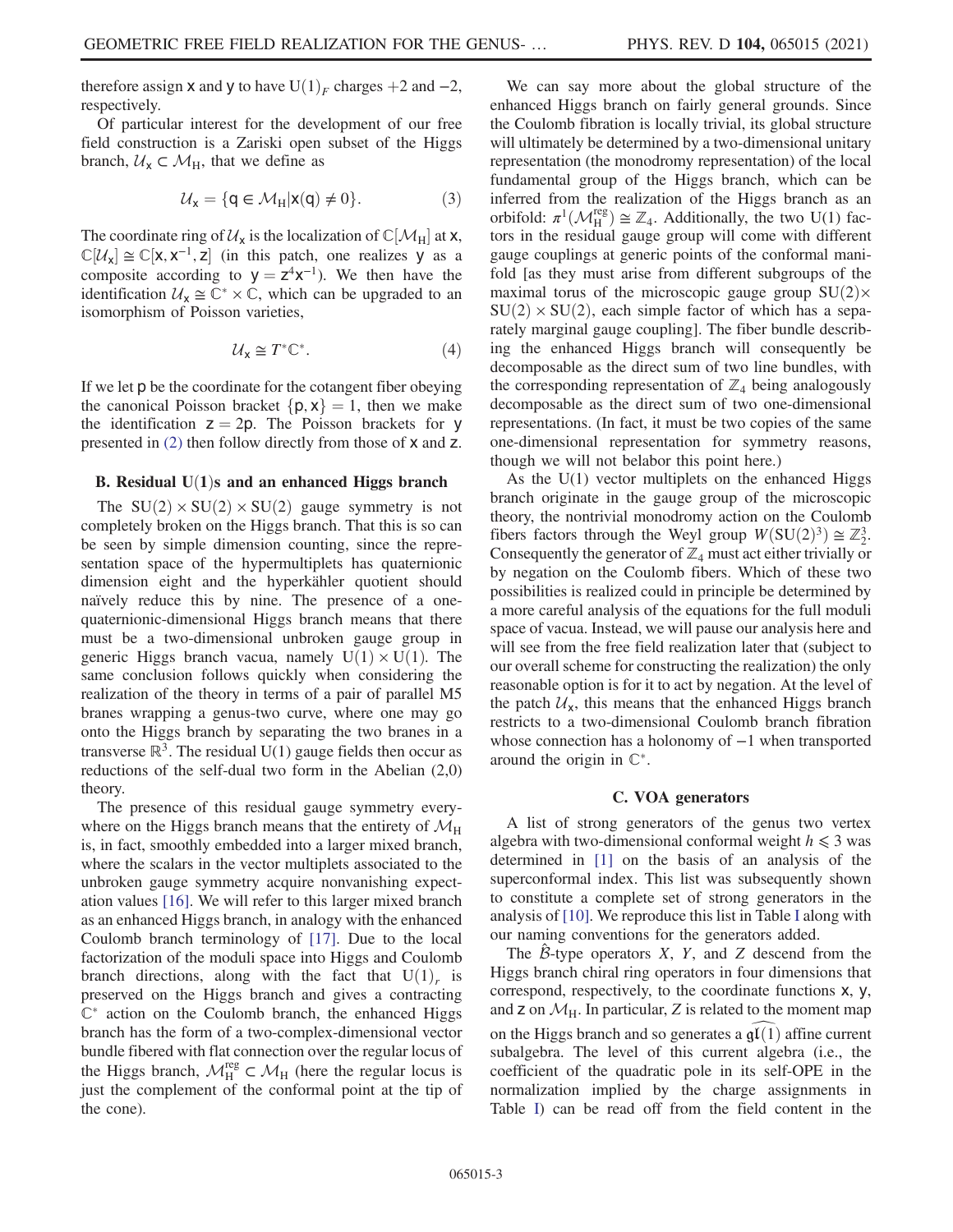therefore assign $\mathsf{x}$ and $\mathsf{y}$ to have $\mathrm{U}(1)_F$ charges $+2$ and $-2$, respectively.

Of particular interest for the development of our free field construction is a Zariski open subset of the Higgs branch, $\mathcal{U}_{\mathsf{x}} \subset \mathcal{M}_{\mathrm{H}}$, that we define as

$$\mathcal{U}_{\mathsf{x}} = \{\mathsf{q} \in \mathcal{M}_{\mathrm{H}} | \mathsf{x}(\mathsf{q}) \neq 0\}. \tag{3}$$

The coordinate ring of $\mathcal{U}_{\mathsf{x}}$ is the localization of $\mathbb{C}[\mathcal{M}_{\mathrm{H}}]$ at $\mathsf{x}$, $\mathbb{C}[\mathcal{U}_{\mathsf{x}}] \cong \mathbb{C}[\mathsf{x}, \mathsf{x}^{-1}, \mathsf{z}]$ (in this patch, one realizes $\mathsf{y}$ as a composite according to $\mathsf{y} = \mathsf{z}^4 \mathsf{x}^{-1}$). We then have the identification $\mathcal{U}_{\mathsf{x}} \cong \mathbb{C}^* \times \mathbb{C}$, which can be upgraded to an isomorphism of Poisson varieties,

$$\mathcal{U}_{\mathsf{x}} \cong T^* \mathbb{C}^*. \tag{4}$$

If we let $\mathsf{p}$ be the coordinate for the cotangent fiber obeying the canonical Poisson bracket $\{\mathsf{p}, \mathsf{x}\} = 1$, then we make the identification $\mathsf{z} = 2\mathsf{p}$. The Poisson brackets for $\mathsf{y}$ presented in (2) then follow directly from those of $\mathsf{x}$ and $\mathsf{z}$.

### B. Residual U(1)s and an enhanced Higgs branch

The $\mathrm{SU}(2) \times \mathrm{SU}(2) \times \mathrm{SU}(2)$ gauge symmetry is not completely broken on the Higgs branch. That this is so can be seen by simple dimension counting, since the representation space of the hypermultiplets has quaternionic dimension eight and the hyperkähler quotient should naïvely reduce this by nine. The presence of a one-quaternionic-dimensional Higgs branch means that there must be a two-dimensional unbroken gauge group in generic Higgs branch vacua, namely $\mathrm{U}(1) \times \mathrm{U}(1)$. The same conclusion follows quickly when considering the realization of the theory in terms of a pair of parallel M5 branes wrapping a genus-two curve, where one may go onto the Higgs branch by separating the two branes in a transverse $\mathbb{R}^3$. The residual U(1) gauge fields then occur as reductions of the self-dual two form in the Abelian (2,0) theory.

The presence of this residual gauge symmetry everywhere on the Higgs branch means that the entirety of $\mathcal{M}_{\mathrm{H}}$ is, in fact, smoothly embedded into a larger mixed branch, where the scalars in the vector multiplets associated to the unbroken gauge symmetry acquire nonvanishing expectation values [16]. We will refer to this larger mixed branch as an enhanced Higgs branch, in analogy with the enhanced Coulomb branch terminology of [17]. Due to the local factorization of the moduli space into Higgs and Coulomb branch directions, along with the fact that $\mathrm{U}(1)_r$ is preserved on the Higgs branch and gives a contracting $\mathbb{C}^*$ action on the Coulomb branch, the enhanced Higgs branch has the form of a two-complex-dimensional vector bundle fibered with flat connection over the regular locus of the Higgs branch, $\mathcal{M}_{\mathrm{H}}^{\mathrm{reg}} \subset \mathcal{M}_{\mathrm{H}}$ (here the regular locus is just the complement of the conformal point at the tip of the cone).

We can say more about the global structure of the enhanced Higgs branch on fairly general grounds. Since the Coulomb fibration is locally trivial, its global structure will ultimately be determined by a two-dimensional unitary representation (the monodromy representation) of the local fundamental group of the Higgs branch, which can be inferred from the realization of the Higgs branch as an orbifold: $\pi^1(\mathcal{M}_{\mathrm{H}}^{\mathrm{reg}}) \cong \mathbb{Z}_4$. Additionally, the two U(1) factors in the residual gauge group will come with different gauge couplings at generic points of the conformal manifold [as they must arise from different subgroups of the maximal torus of the microscopic gauge group $\mathrm{SU}(2) \times \mathrm{SU}(2) \times \mathrm{SU}(2)$, each simple factor of which has a separately marginal gauge coupling]. The fiber bundle describing the enhanced Higgs branch will consequently be decomposable as the direct sum of two line bundles, with the corresponding representation of $\mathbb{Z}_4$ being analogously decomposable as the direct sum of two one-dimensional representations. (In fact, it must be two copies of the same one-dimensional representation for symmetry reasons, though we will not belabor this point here.)

As the U(1) vector multiplets on the enhanced Higgs branch originate in the gauge group of the microscopic theory, the nontrivial monodromy action on the Coulomb fibers factors through the Weyl group $W(\mathrm{SU}(2)^3) \cong \mathbb{Z}_2^3$. Consequently the generator of $\mathbb{Z}_4$ must act either trivially or by negation on the Coulomb fibers. Which of these two possibilities is realized could in principle be determined by a more careful analysis of the equations for the full moduli space of vacua. Instead, we will pause our analysis here and will see from the free field realization later that (subject to our overall scheme for constructing the realization) the only reasonable option is for it to act by negation. At the level of the patch $\mathcal{U}_{\mathsf{x}}$, this means that the enhanced Higgs branch restricts to a two-dimensional Coulomb branch fibration whose connection has a holonomy of $-1$ when transported around the origin in $\mathbb{C}^*$.

### C. VOA generators

A list of strong generators of the genus two vertex algebra with two-dimensional conformal weight $h \leqslant 3$ was determined in [1] on the basis of an analysis of the superconformal index. This list was subsequently shown to constitute a complete set of strong generators in the analysis of [10]. We reproduce this list in Table I along with our naming conventions for the generators added.

The $\hat{\mathcal{B}}$-type operators $X$, $Y$, and $Z$ descend from the Higgs branch chiral ring operators in four dimensions that correspond, respectively, to the coordinate functions $\mathsf{x}$, $\mathsf{y}$, and $\mathsf{z}$ on $\mathcal{M}_{\mathrm{H}}$. In particular, $Z$ is related to the moment map on the Higgs branch and so generates a $\widehat{\mathfrak{gl}(1)}$ affine current subalgebra. The level of this current algebra (i.e., the coefficient of the quadratic pole in its self-OPE in the normalization implied by the charge assignments in Table I) can be read off from the field content in the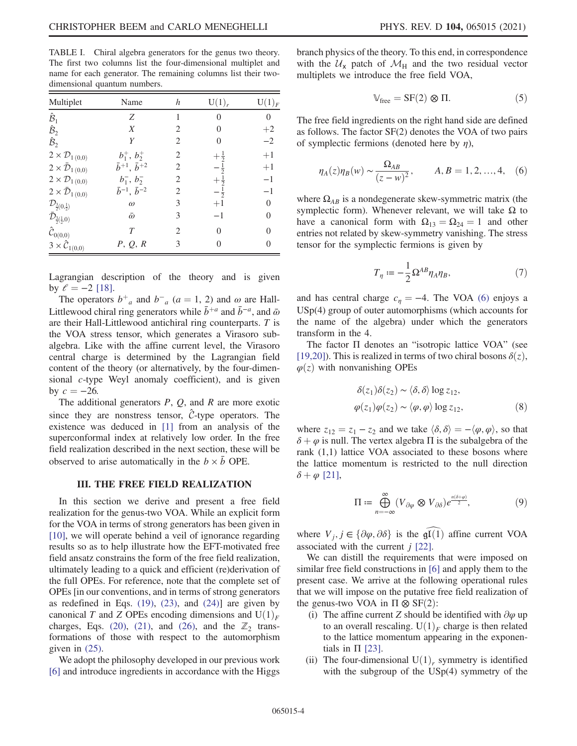TABLE I. Chiral algebra generators for the genus two theory. The first two columns list the four-dimensional multiplet and name for each generator. The remaining columns list their two-dimensional quantum numbers.

| Multiplet | Name | $h$ | $\mathrm{U}(1)_r$ | $\mathrm{U}(1)_F$ |
|---|---|---|---|---|
| $\hat{\mathcal{B}}_1$ | $Z$ | 1 | 0 | 0 |
| $\hat{\mathcal{B}}_2$ | $X$ | 2 | 0 | $+2$ |
| $\hat{\mathcal{B}}_2$ | $Y$ | 2 | 0 | $-2$ |
| $2\times\mathcal{D}_{1\,(0,0)}$ | $b_1^+,\, b_2^+$ | 2 | $+\frac{1}{2}$ | $+1$ |
| $2\times\bar{\mathcal{D}}_{1\,(0,0)}$ | $\bar{b}^{+1},\, \bar{b}^{+2}$ | 2 | $-\frac{1}{2}$ | $+1$ |
| $2\times\mathcal{D}_{1\,(0,0)}$ | $b_1^-,\, b_2^-$ | 2 | $+\frac{1}{2}$ | $-1$ |
| $2\times\bar{\mathcal{D}}_{1\,(0,0)}$ | $\bar{b}^{-1},\, \bar{b}^{-2}$ | 2 | $-\frac{1}{2}$ | $-1$ |
| $\mathcal{D}_{\frac{3}{2}(0,\frac{1}{2})}$ | $\omega$ | 3 | $+1$ | 0 |
| $\bar{\mathcal{D}}_{\frac{3}{2}(\frac{1}{2},0)}$ | $\bar{\omega}$ | 3 | $-1$ | 0 |
| $\hat{\mathcal{C}}_{0(0,0)}$ | $T$ | 2 | 0 | 0 |
| $3\times\hat{\mathcal{C}}_{1(0,0)}$ | $P,\, Q,\, R$ | 3 | 0 | 0 |

Lagrangian description of the theory and is given by $\ell=-2$ [18].

The operators $b^+{}_a$ and $b^-{}_a$ ($a=1,2$) and $\omega$ are Hall-Littlewood chiral ring generators while $\bar{b}^{+a}$ and $\bar{b}^{-a}$, and $\bar{\omega}$ are their Hall-Littlewood antichiral ring counterparts. $T$ is the VOA stress tensor, which generates a Virasoro subalgebra. Like with the affine current level, the Virasoro central charge is determined by the Lagrangian field content of the theory (or alternatively, by the four-dimensional $c$-type Weyl anomaly coefficient), and is given by $c=-26$.

The additional generators $P$, $Q$, and $R$ are more exotic since they are nonstress tensor, $\hat{\mathcal{C}}$-type operators. The existence was deduced in [1] from an analysis of the superconformal index at relatively low order. In the free field realization described in the next section, these will be observed to arise automatically in the $b\times\bar{b}$ OPE.

## III. THE FREE FIELD REALIZATION

In this section we derive and present a free field realization for the genus-two VOA. While an explicit form for the VOA in terms of strong generators has been given in [10], we will operate behind a veil of ignorance regarding results so as to help illustrate how the EFT-motivated free field ansatz constrains the form of the free field realization, ultimately leading to a quick and efficient (re)derivation of the full OPEs. For reference, note that the complete set of OPEs [in our conventions, and in terms of strong generators as redefined in Eqs. (19), (23), and (24)] are given by canonical $T$ and $Z$ OPEs encoding dimensions and $\mathrm{U}(1)_F$ charges, Eqs. (20), (21), and (26), and the $\mathbb{Z}_2$ transformations of those with respect to the automorphism given in (25).

We adopt the philosophy developed in our previous work [6] and introduce ingredients in accordance with the Higgs branch physics of the theory. To this end, in correspondence with the $\mathcal{U}_{\mathsf{x}}$ patch of $\mathcal{M}_{\mathrm{H}}$ and the two residual vector multiplets we introduce the free field VOA,

$$\mathbb{V}_{\mathrm{free}}=\mathrm{SF}(2)\otimes\Pi. \tag{5}$$

The free field ingredients on the right hand side are defined as follows. The factor SF(2) denotes the VOA of two pairs of symplectic fermions (denoted here by $\eta$),

$$\eta_A(z)\eta_B(w)\sim\frac{\Omega_{AB}}{(z-w)^2},\qquad A,B=1,2,\ldots,4, \tag{6}$$

where $\Omega_{AB}$ is a nondegenerate skew-symmetric matrix (the symplectic form). Whenever relevant, we will take $\Omega$ to have a canonical form with $\Omega_{13}=\Omega_{24}=1$ and other entries not related by skew-symmetry vanishing. The stress tensor for the symplectic fermions is given by

$$T_\eta:=-\frac{1}{2}\Omega^{AB}\eta_A\eta_B, \tag{7}$$

and has central charge $c_\eta=-4$. The VOA (6) enjoys a USp(4) group of outer automorphisms (which accounts for the name of the algebra) under which the generators transform in the 4.

The factor $\Pi$ denotes an "isotropic lattice VOA" (see [19,20]). This is realized in terms of two chiral bosons $\delta(z)$, $\varphi(z)$ with nonvanishing OPEs

$$\begin{aligned}\delta(z_1)\delta(z_2)&\sim\langle\delta,\delta\rangle\log z_{12},\\ \varphi(z_1)\varphi(z_2)&\sim\langle\varphi,\varphi\rangle\log z_{12},\end{aligned} \tag{8}$$

where $z_{12}=z_1-z_2$ and we take $\langle\delta,\delta\rangle=-\langle\varphi,\varphi\rangle$, so that $\delta+\varphi$ is null. The vertex algebra $\Pi$ is the subalgebra of the rank (1,1) lattice VOA associated to these bosons where the lattice momentum is restricted to the null direction $\delta+\varphi$ [21],

$$\Pi:=\bigoplus_{n=-\infty}^{\infty}(V_{\partial\varphi}\otimes V_{\partial\delta})e^{\frac{n(\delta+\varphi)}{2}}, \tag{9}$$

where $V_j,\, j\in\{\partial\varphi,\partial\delta\}$ is the $\widehat{\mathfrak{gl}(1)}$ affine current VOA associated with the current $j$ [22].

We can distill the requirements that were imposed on similar free field constructions in [6] and apply them to the present case. We arrive at the following operational rules that we will impose on the putative free field realization of the genus-two VOA in $\Pi\otimes\mathrm{SF}(2)$:

(i) The affine current $Z$ should be identified with $\partial\varphi$ up to an overall rescaling. $\mathrm{U}(1)_F$ charge is then related to the lattice momentum appearing in the exponentials in $\Pi$ [23].

(ii) The four-dimensional $\mathrm{U}(1)_r$ symmetry is identified with the subgroup of the USp(4) symmetry of the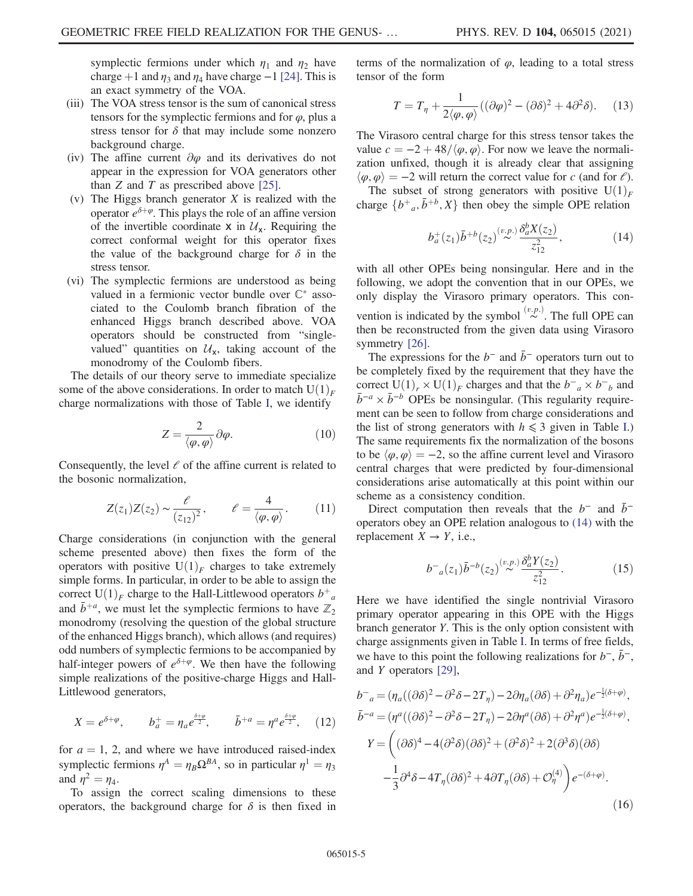symplectic fermions under which $\eta_1$ and $\eta_2$ have charge $+1$ and $\eta_3$ and $\eta_4$ have charge $-1$ [24]. This is an exact symmetry of the VOA.

(iii) The VOA stress tensor is the sum of canonical stress tensors for the symplectic fermions and for $\varphi$, plus a stress tensor for $\delta$ that may include some nonzero background charge.

(iv) The affine current $\partial\varphi$ and its derivatives do not appear in the expression for VOA generators other than $Z$ and $T$ as prescribed above [25].

(v) The Higgs branch generator $X$ is realized with the operator $e^{\delta+\varphi}$. This plays the role of an affine version of the invertible coordinate $\mathsf{x}$ in $\mathcal{U}_{\mathsf{x}}$. Requiring the correct conformal weight for this operator fixes the value of the background charge for $\delta$ in the stress tensor.

(vi) The symplectic fermions are understood as being valued in a fermionic vector bundle over $\mathbb{C}^*$ associated to the Coulomb branch fibration of the enhanced Higgs branch described above. VOA operators should be constructed from "single-valued" quantities on $\mathcal{U}_{\mathsf{x}}$, taking account of the monodromy of the Coulomb fibers.

The details of our theory serve to immediate specialize some of the above considerations. In order to match $\mathrm{U}(1)_F$ charge normalizations with those of Table I, we identify

$$Z = \frac{2}{\langle\varphi,\varphi\rangle}\partial\varphi. \tag{10}$$

Consequently, the level $\ell$ of the affine current is related to the bosonic normalization,

$$Z(z_1)Z(z_2) \sim \frac{\ell}{(z_{12})^2}, \qquad \ell = \frac{4}{\langle\varphi,\varphi\rangle}. \tag{11}$$

Charge considerations (in conjunction with the general scheme presented above) then fixes the form of the operators with positive $\mathrm{U}(1)_F$ charges to take extremely simple forms. In particular, in order to be able to assign the correct $\mathrm{U}(1)_F$ charge to the Hall-Littlewood operators $b^+{}_a$ and $\bar{b}^{+a}$, we must let the symplectic fermions to have $\mathbb{Z}_2$ monodromy (resolving the question of the global structure of the enhanced Higgs branch), which allows (and requires) odd numbers of symplectic fermions to be accompanied by half-integer powers of $e^{\delta+\varphi}$. We then have the following simple realizations of the positive-charge Higgs and Hall-Littlewood generators,

$$X = e^{\delta+\varphi}, \qquad b_a^+ = \eta_a e^{\frac{\delta+\varphi}{2}}, \qquad \bar{b}^{+a} = \eta^a e^{\frac{\delta+\varphi}{2}}, \tag{12}$$

for $a = 1, 2$, and where we have introduced raised-index symplectic fermions $\eta^A = \eta_B\Omega^{BA}$, so in particular $\eta^1 = \eta_3$ and $\eta^2 = \eta_4$.

To assign the correct scaling dimensions to these operators, the background charge for $\delta$ is then fixed in terms of the normalization of $\varphi$, leading to a total stress tensor of the form

$$T = T_\eta + \frac{1}{2\langle\varphi,\varphi\rangle}((\partial\varphi)^2 - (\partial\delta)^2 + 4\partial^2\delta). \tag{13}$$

The Virasoro central charge for this stress tensor takes the value $c = -2 + 48/\langle\varphi,\varphi\rangle$. For now we leave the normalization unfixed, though it is already clear that assigning $\langle\varphi,\varphi\rangle = -2$ will return the correct value for $c$ (and for $\ell$).

The subset of strong generators with positive $\mathrm{U}(1)_F$ charge $\{b^+{}_a, \bar{b}^{+b}, X\}$ then obey the simple OPE relation

$$b_a^+(z_1)\bar{b}^{+b}(z_2) \overset{(v.p.)}{\sim} \frac{\delta_a^b X(z_2)}{z_{12}^2}, \tag{14}$$

with all other OPEs being nonsingular. Here and in the following, we adopt the convention that in our OPEs, we only display the Virasoro primary operators. This convention is indicated by the symbol $\overset{(v.p.)}{\sim}$. The full OPE can then be reconstructed from the given data using Virasoro symmetry [26].

The expressions for the $b^-$ and $\bar{b}^-$ operators turn out to be completely fixed by the requirement that they have the correct $\mathrm{U}(1)_r \times \mathrm{U}(1)_F$ charges and that the $b^-{}_a \times b^-{}_b$ and $\bar{b}^{-a} \times \bar{b}^{-b}$ OPEs be nonsingular. (This regularity requirement can be seen to follow from charge considerations and the list of strong generators with $h \leqslant 3$ given in Table I.) The same requirements fix the normalization of the bosons to be $\langle\varphi,\varphi\rangle = -2$, so the affine current level and Virasoro central charges that were predicted by four-dimensional considerations arise automatically at this point within our scheme as a consistency condition.

Direct computation then reveals that the $b^-$ and $\bar{b}^-$ operators obey an OPE relation analogous to (14) with the replacement $X \to Y$, i.e.,

$$b^-{}_a(z_1)\bar{b}^{-b}(z_2) \overset{(v.p.)}{\sim} \frac{\delta_a^b Y(z_2)}{z_{12}^2}. \tag{15}$$

Here we have identified the single nontrivial Virasoro primary operator appearing in this OPE with the Higgs branch generator $Y$. This is the only option consistent with charge assignments given in Table I. In terms of free fields, we have to this point the following realizations for $b^-$, $\bar{b}^-$, and $Y$ operators [29],

$$\begin{aligned}
b^-{}_a &= (\eta_a((\partial\delta)^2 - \partial^2\delta - 2T_\eta) - 2\partial\eta_a(\partial\delta) + \partial^2\eta_a)e^{-\frac{1}{2}(\delta+\varphi)},\\
\bar{b}^{-a} &= (\eta^a((\partial\delta)^2 - \partial^2\delta - 2T_\eta) - 2\partial\eta^a(\partial\delta) + \partial^2\eta^a)e^{-\frac{1}{2}(\delta+\varphi)},\\
Y &= \bigg((\partial\delta)^4 - 4(\partial^2\delta)(\partial\delta)^2 + (\partial^2\delta)^2 + 2(\partial^3\delta)(\partial\delta)\\
&\quad - \frac{1}{3}\partial^4\delta - 4T_\eta(\partial\delta)^2 + 4\partial T_\eta(\partial\delta) + \mathcal{O}_\eta^{(4)}\bigg)e^{-(\delta+\varphi)}.
\end{aligned} \tag{16}$$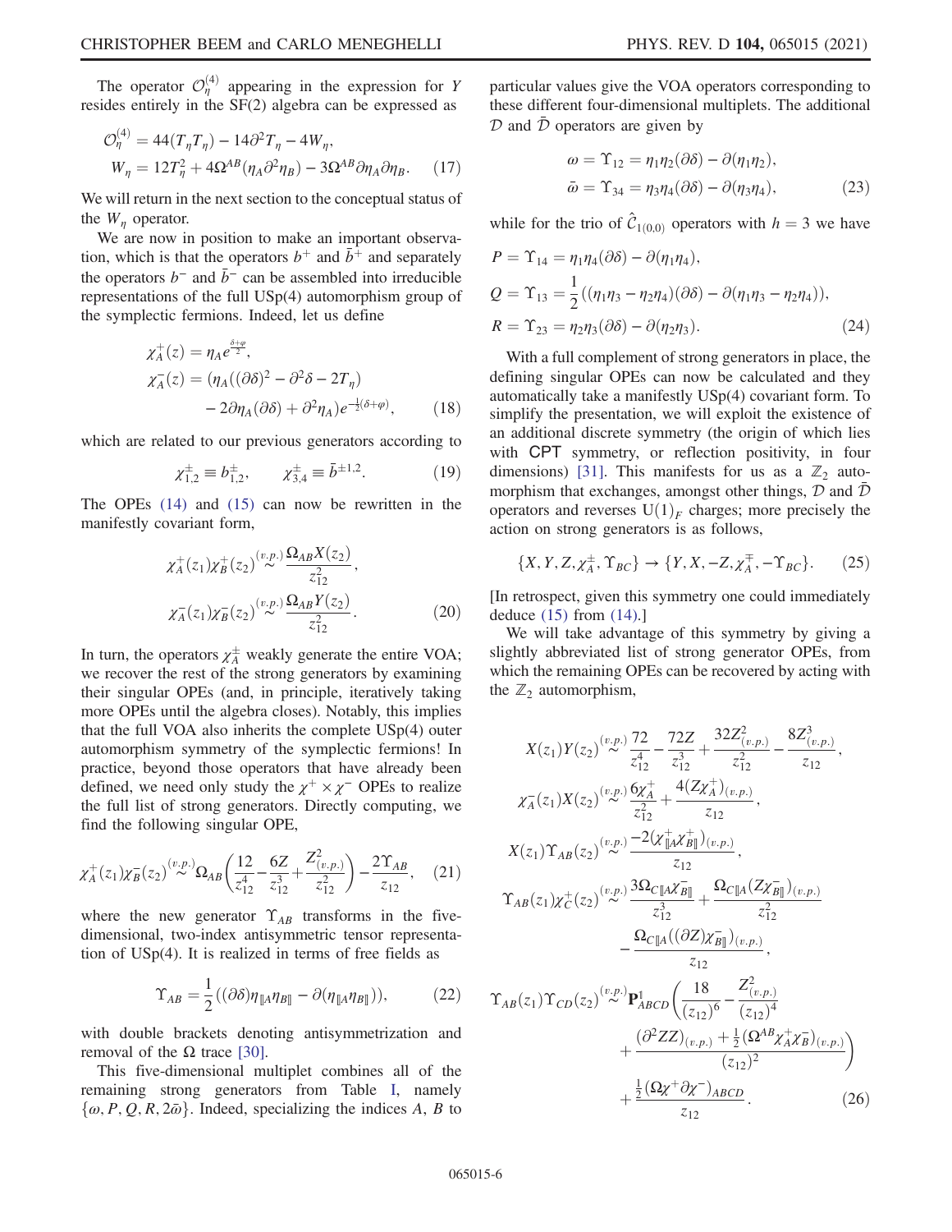The operator $\mathcal{O}_\eta^{(4)}$ appearing in the expression for $Y$ resides entirely in the SF(2) algebra can be expressed as

$$\mathcal{O}_\eta^{(4)} = 44(T_\eta T_\eta) - 14\partial^2 T_\eta - 4W_\eta,$$
$$W_\eta = 12T_\eta^2 + 4\Omega^{AB}(\eta_A \partial^2 \eta_B) - 3\Omega^{AB}\partial\eta_A \partial\eta_B. \quad (17)$$

We will return in the next section to the conceptual status of the $W_\eta$ operator.

We are now in position to make an important observation, which is that the operators $b^+$ and $\bar{b}^+$ and separately the operators $b^-$ and $\bar{b}^-$ can be assembled into irreducible representations of the full USp(4) automorphism group of the symplectic fermions. Indeed, let us define

$$\chi_A^+(z) = \eta_A e^{\frac{\delta+\varphi}{2}},$$
$$\chi_A^-(z) = (\eta_A((\partial\delta)^2 - \partial^2\delta - 2T_\eta) - 2\partial\eta_A(\partial\delta) + \partial^2\eta_A)e^{-\frac{1}{2}(\delta+\varphi)}, \quad (18)$$

which are related to our previous generators according to

$$\chi_{1,2}^\pm \equiv b_{1,2}^\pm, \qquad \chi_{3,4}^\pm \equiv \bar{b}^{\pm 1,2}. \quad (19)$$

The OPEs (14) and (15) can now be rewritten in the manifestly covariant form,

$$\chi_A^+(z_1)\chi_B^+(z_2) \overset{(v.p.)}{\sim} \frac{\Omega_{AB}X(z_2)}{z_{12}^2},$$
$$\chi_A^-(z_1)\chi_B^-(z_2) \overset{(v.p.)}{\sim} \frac{\Omega_{AB}Y(z_2)}{z_{12}^2}. \quad (20)$$

In turn, the operators $\chi_A^\pm$ weakly generate the entire VOA; we recover the rest of the strong generators by examining their singular OPEs (and, in principle, iteratively taking more OPEs until the algebra closes). Notably, this implies that the full VOA also inherits the complete USp(4) outer automorphism symmetry of the symplectic fermions! In practice, beyond those operators that have already been defined, we need only study the $\chi^+ \times \chi^-$ OPEs to realize the full list of strong generators. Directly computing, we find the following singular OPE,

$$\chi_A^+(z_1)\chi_B^-(z_2) \overset{(v.p.)}{\sim} \Omega_{AB}\left(\frac{12}{z_{12}^4} - \frac{6Z}{z_{12}^3} + \frac{Z_{(v.p.)}^2}{z_{12}^2}\right) - \frac{2\Upsilon_{AB}}{z_{12}}, \quad (21)$$

where the new generator $\Upsilon_{AB}$ transforms in the five-dimensional, two-index antisymmetric tensor representation of USp(4). It is realized in terms of free fields as

$$\Upsilon_{AB} = \frac{1}{2}((\partial\delta)\eta_{[\![A}\eta_{B]\!]} - \partial(\eta_{[\![A}\eta_{B]\!]})), \quad (22)$$

with double brackets denoting antisymmetrization and removal of the $\Omega$ trace [30].

This five-dimensional multiplet combines all of the remaining strong generators from Table I, namely $\{\omega, P, Q, R, 2\bar{\omega}\}$. Indeed, specializing the indices $A$, $B$ to particular values give the VOA operators corresponding to these different four-dimensional multiplets. The additional $\mathcal{D}$ and $\bar{\mathcal{D}}$ operators are given by

$$\omega = \Upsilon_{12} = \eta_1\eta_2(\partial\delta) - \partial(\eta_1\eta_2),$$
$$\bar{\omega} = \Upsilon_{34} = \eta_3\eta_4(\partial\delta) - \partial(\eta_3\eta_4), \quad (23)$$

while for the trio of $\hat{\mathcal{C}}_{1(0,0)}$ operators with $h = 3$ we have

$$P = \Upsilon_{14} = \eta_1\eta_4(\partial\delta) - \partial(\eta_1\eta_4),$$
$$Q = \Upsilon_{13} = \frac{1}{2}((\eta_1\eta_3 - \eta_2\eta_4)(\partial\delta) - \partial(\eta_1\eta_3 - \eta_2\eta_4)),$$
$$R = \Upsilon_{23} = \eta_2\eta_3(\partial\delta) - \partial(\eta_2\eta_3). \quad (24)$$

With a full complement of strong generators in place, the defining singular OPEs can now be calculated and they automatically take a manifestly USp(4) covariant form. To simplify the presentation, we will exploit the existence of an additional discrete symmetry (the origin of which lies with CPT symmetry, or reflection positivity, in four dimensions) [31]. This manifests for us as a $\mathbb{Z}_2$ automorphism that exchanges, amongst other things, $\mathcal{D}$ and $\bar{\mathcal{D}}$ operators and reverses $\mathrm{U}(1)_F$ charges; more precisely the action on strong generators is as follows,

$$\{X, Y, Z, \chi_A^\pm, \Upsilon_{BC}\} \to \{Y, X, -Z, \chi_A^\mp, -\Upsilon_{BC}\}. \quad (25)$$

[In retrospect, given this symmetry one could immediately deduce (15) from (14).]

We will take advantage of this symmetry by giving a slightly abbreviated list of strong generator OPEs, from which the remaining OPEs can be recovered by acting with the $\mathbb{Z}_2$ automorphism,

$$X(z_1)Y(z_2) \overset{(v.p.)}{\sim} \frac{72}{z_{12}^4} - \frac{72Z}{z_{12}^3} + \frac{32Z_{(v.p.)}^2}{z_{12}^2} - \frac{8Z_{(v.p.)}^3}{z_{12}},$$
$$\chi_A^-(z_1)X(z_2) \overset{(v.p.)}{\sim} \frac{6\chi_A^+}{z_{12}^2} + \frac{4(Z\chi_A^+)_{(v.p.)}}{z_{12}},$$
$$X(z_1)\Upsilon_{AB}(z_2) \overset{(v.p.)}{\sim} \frac{-2(\chi_{[\![A}^+\chi_{B]\!]}^+)_{(v.p.)}}{z_{12}},$$
$$\Upsilon_{AB}(z_1)\chi_C^+(z_2) \overset{(v.p.)}{\sim} \frac{3\Omega_{C[\![A}\chi_{B]\!]}^-}{z_{12}^3} + \frac{\Omega_{C[\![A}(Z\chi_{B]\!]}^-)_{(v.p.)}}{z_{12}^2} - \frac{\Omega_{C[\![A}((\partial Z)\chi_{B]\!]}^-)_{(v.p.)}}{z_{12}},$$
$$\Upsilon_{AB}(z_1)\Upsilon_{CD}(z_2) \overset{(v.p.)}{\sim} \mathbf{P}_{ABCD}^1\left(\frac{18}{(z_{12})^6} - \frac{Z_{(v.p.)}^2}{(z_{12})^4} + \frac{(\partial^2 ZZ)_{(v.p.)} + \frac{1}{2}(\Omega^{AB}\chi_A^+\chi_B^-)_{(v.p.)}}{(z_{12})^2}\right) + \frac{\frac{1}{2}(\Omega\chi^+\partial\chi^-)_{ABCD}}{z_{12}}. \quad (26)$$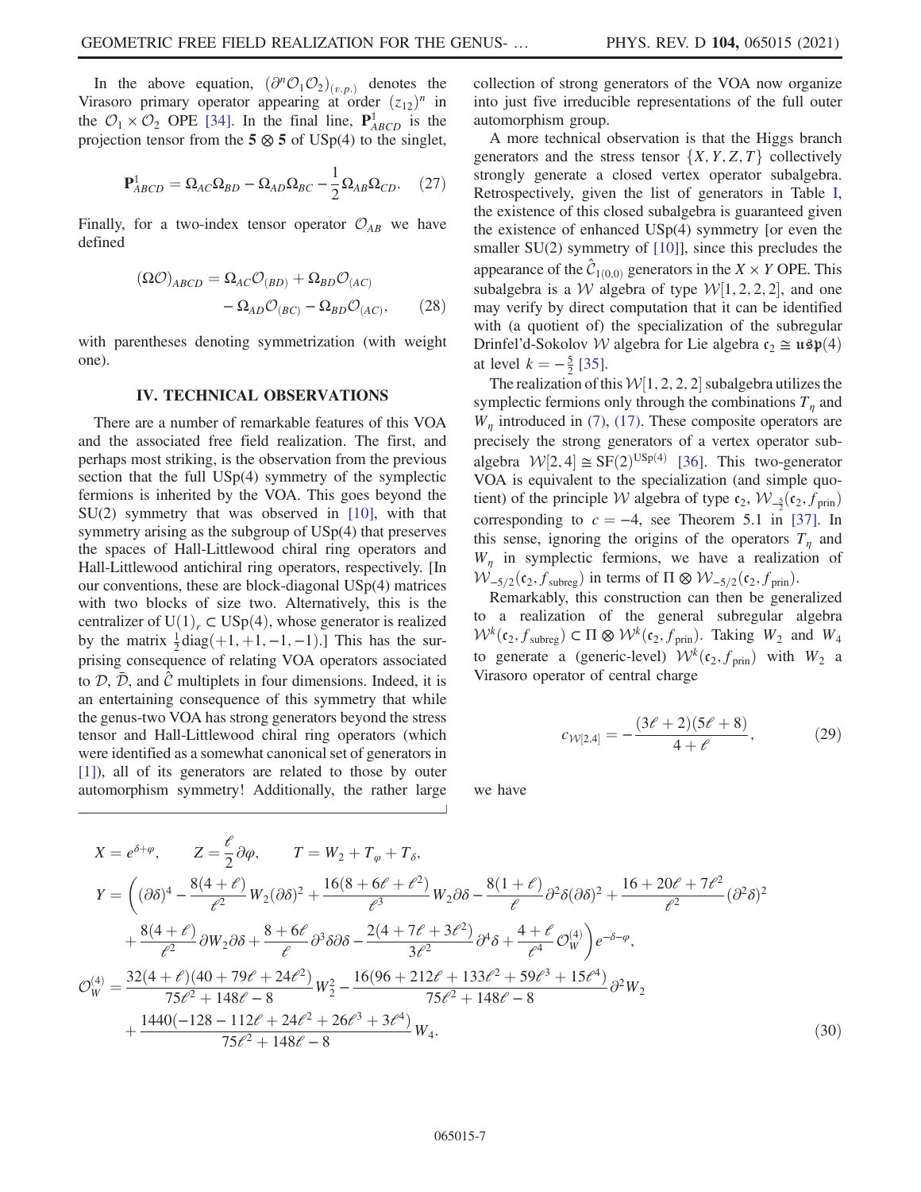In the above equation, $(\partial^n \mathcal{O}_1 \mathcal{O}_2)_{(v.p.)}$ denotes the Virasoro primary operator appearing at order $(z_{12})^n$ in the $\mathcal{O}_1 \times \mathcal{O}_2$ OPE [34]. In the final line, $\mathbf{P}^{\mathbb{1}}_{ABCD}$ is the projection tensor from the $\mathbf{5} \otimes \mathbf{5}$ of USp(4) to the singlet,

$$\mathbf{P}^{\mathbb{1}}_{ABCD} = \Omega_{AC}\Omega_{BD} - \Omega_{AD}\Omega_{BC} - \frac{1}{2}\Omega_{AB}\Omega_{CD}. \tag{27}$$

Finally, for a two-index tensor operator $\mathcal{O}_{AB}$ we have defined

$$(\Omega\mathcal{O})_{ABCD} = \Omega_{AC}\mathcal{O}_{(BD)} + \Omega_{BD}\mathcal{O}_{(AC)} - \Omega_{AD}\mathcal{O}_{(BC)} - \Omega_{BD}\mathcal{O}_{(AC)}, \tag{28}$$

with parentheses denoting symmetrization (with weight one).

## IV. TECHNICAL OBSERVATIONS

There are a number of remarkable features of this VOA and the associated free field realization. The first, and perhaps most striking, is the observation from the previous section that the full USp(4) symmetry of the symplectic fermions is inherited by the VOA. This goes beyond the SU(2) symmetry that was observed in [10], with that symmetry arising as the subgroup of USp(4) that preserves the spaces of Hall-Littlewood chiral ring operators and Hall-Littlewood antichiral ring operators, respectively. [In our conventions, these are block-diagonal USp(4) matrices with two blocks of size two. Alternatively, this is the centralizer of $\mathrm{U}(1)_r \subset \mathrm{USp}(4)$, whose generator is realized by the matrix $\frac{1}{2}\mathrm{diag}(+1,+1,-1,-1)$.] This has the surprising consequence of relating VOA operators associated to $\mathcal{D}$, $\bar{\mathcal{D}}$, and $\hat{\mathcal{C}}$ multiplets in four dimensions. Indeed, it is an entertaining consequence of this symmetry that while the genus-two VOA has strong generators beyond the stress tensor and Hall-Littlewood chiral ring operators (which were identified as a somewhat canonical set of generators in [1]), all of its generators are related to those by outer automorphism symmetry! Additionally, the rather large collection of strong generators of the VOA now organize into just five irreducible representations of the full outer automorphism group.

A more technical observation is that the Higgs branch generators and the stress tensor $\{X, Y, Z, T\}$ collectively strongly generate a closed vertex operator subalgebra. Retrospectively, given the list of generators in Table I, the existence of this closed subalgebra is guaranteed given the existence of enhanced USp(4) symmetry [or even the smaller SU(2) symmetry of [10]], since this precludes the appearance of the $\hat{\mathcal{C}}_{1(0,0)}$ generators in the $X \times Y$ OPE. This subalgebra is a $\mathcal{W}$ algebra of type $\mathcal{W}[1,2,2,2]$, and one may verify by direct computation that it can be identified with (a quotient of) the specialization of the subregular Drinfel'd-Sokolov $\mathcal{W}$ algebra for Lie algebra $\mathfrak{c}_2 \cong \mathfrak{usp}(4)$ at level $k = -\frac{5}{2}$ [35].

The realization of this $\mathcal{W}[1,2,2,2]$ subalgebra utilizes the symplectic fermions only through the combinations $T_\eta$ and $W_\eta$ introduced in (7), (17). These composite operators are precisely the strong generators of a vertex operator subalgebra $\mathcal{W}[2,4] \cong \mathrm{SF}(2)^{\mathrm{USp}(4)}$ [36]. This two-generator VOA is equivalent to the specialization (and simple quotient) of the principle $\mathcal{W}$ algebra of type $\mathfrak{c}_2$, $\mathcal{W}_{-\frac{5}{2}}(\mathfrak{c}_2, f_{\mathrm{prin}})$ corresponding to $c = -4$, see Theorem 5.1 in [37]. In this sense, ignoring the origins of the operators $T_\eta$ and $W_\eta$ in symplectic fermions, we have a realization of $\mathcal{W}_{-5/2}(\mathfrak{c}_2, f_{\mathrm{subreg}})$ in terms of $\Pi \otimes \mathcal{W}_{-5/2}(\mathfrak{c}_2, f_{\mathrm{prin}})$.

Remarkably, this construction can then be generalized to a realization of the general subregular algebra $\mathcal{W}^k(\mathfrak{c}_2, f_{\mathrm{subreg}}) \subset \Pi \otimes \mathcal{W}^k(\mathfrak{c}_2, f_{\mathrm{prin}})$. Taking $W_2$ and $W_4$ to generate a (generic-level) $\mathcal{W}^k(\mathfrak{c}_2, f_{\mathrm{prin}})$ with $W_2$ a Virasoro operator of central charge

$$c_{\mathcal{W}[2,4]} = -\frac{(3\ell + 2)(5\ell + 8)}{4 + \ell}, \tag{29}$$

we have

$$\begin{aligned}
X &= e^{\delta+\varphi}, \qquad Z = \frac{\ell}{2}\partial\varphi, \qquad T = W_2 + T_\varphi + T_\delta, \\
Y &= \Bigg( (\partial\delta)^4 - \frac{8(4+\ell)}{\ell^2} W_2 (\partial\delta)^2 + \frac{16(8+6\ell+\ell^2)}{\ell^3} W_2 \partial\delta - \frac{8(1+\ell)}{\ell}\partial^2\delta(\partial\delta)^2 + \frac{16+20\ell+7\ell^2}{\ell^2}(\partial^2\delta)^2 \\
&\quad + \frac{8(4+\ell)}{\ell^2}\partial W_2 \partial\delta + \frac{8+6\ell}{\ell}\partial^3\delta\partial\delta - \frac{2(4+7\ell+3\ell^2)}{3\ell^2}\partial^4\delta + \frac{4+\ell}{\ell^4}\mathcal{O}_W^{(4)} \Bigg) e^{-\delta-\varphi}, \\
\mathcal{O}_W^{(4)} &= \frac{32(4+\ell)(40+79\ell+24\ell^2)}{75\ell^2+148\ell-8} W_2^2 - \frac{16(96+212\ell+133\ell^2+59\ell^3+15\ell^4)}{75\ell^2+148\ell-8}\partial^2 W_2 \\
&\quad + \frac{1440(-128-112\ell+24\ell^2+26\ell^3+3\ell^4)}{75\ell^2+148\ell-8} W_4.
\end{aligned} \tag{30}$$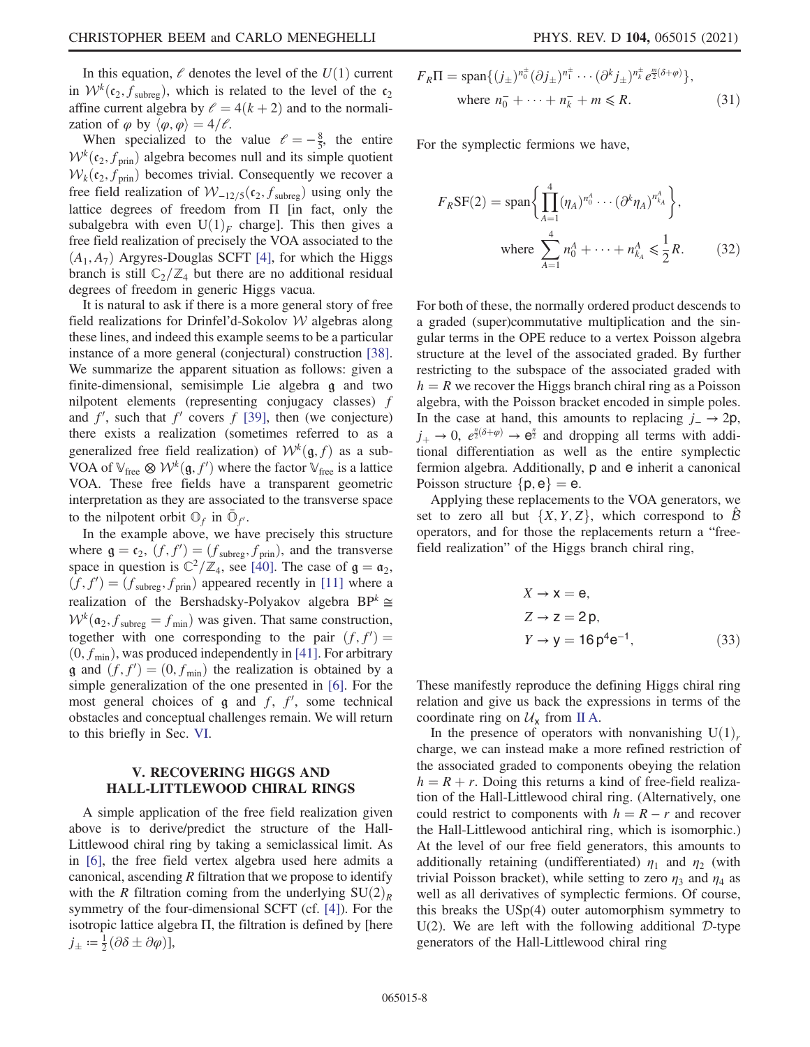In this equation, $\ell$ denotes the level of the $U(1)$ current in $\mathcal{W}^k(\mathfrak{c}_2, f_{\text{subreg}})$, which is related to the level of the $\mathfrak{c}_2$ affine current algebra by $\ell = 4(k+2)$ and to the normalization of $\varphi$ by $\langle \varphi, \varphi \rangle = 4/\ell$.

When specialized to the value $\ell = -\frac{8}{5}$, the entire $\mathcal{W}^k(\mathfrak{c}_2, f_{\text{prin}})$ algebra becomes null and its simple quotient $\mathcal{W}_k(\mathfrak{c}_2, f_{\text{prin}})$ becomes trivial. Consequently we recover a free field realization of $\mathcal{W}_{-12/5}(\mathfrak{c}_2, f_{\text{subreg}})$ using only the lattice degrees of freedom from $\Pi$ [in fact, only the subalgebra with even $\mathrm{U}(1)_F$ charge]. This then gives a free field realization of precisely the VOA associated to the $(A_1, A_7)$ Argyres-Douglas SCFT [4], for which the Higgs branch is still $\mathbb{C}_2/\mathbb{Z}_4$ but there are no additional residual degrees of freedom in generic Higgs vacua.

It is natural to ask if there is a more general story of free field realizations for Drinfel'd-Sokolov $\mathcal{W}$ algebras along these lines, and indeed this example seems to be a particular instance of a more general (conjectural) construction [38]. We summarize the apparent situation as follows: given a finite-dimensional, semisimple Lie algebra $\mathfrak{g}$ and two nilpotent elements (representing conjugacy classes) $f$ and $f'$, such that $f'$ covers $f$ [39], then (we conjecture) there exists a realization (sometimes referred to as a generalized free field realization) of $\mathcal{W}^k(\mathfrak{g}, f)$ as a sub-VOA of $\mathbb{V}_{\text{free}} \otimes \mathcal{W}^k(\mathfrak{g}, f')$ where the factor $\mathbb{V}_{\text{free}}$ is a lattice VOA. These free fields have a transparent geometric interpretation as they are associated to the transverse space to the nilpotent orbit $\mathbb{O}_f$ in $\bar{\mathbb{O}}_{f'}$.

In the example above, we have precisely this structure where $\mathfrak{g} = \mathfrak{c}_2$, $(f, f') = (f_{\text{subreg}}, f_{\text{prin}})$, and the transverse space in question is $\mathbb{C}^2/\mathbb{Z}_4$, see [40]. The case of $\mathfrak{g} = \mathfrak{a}_2$, $(f, f') = (f_{\text{subreg}}, f_{\text{prin}})$ appeared recently in [11] where a realization of the Bershadsky-Polyakov algebra $\mathrm{BP}^k \cong \mathcal{W}^k(\mathfrak{a}_2, f_{\text{subreg}} = f_{\text{min}})$ was given. That same construction, together with one corresponding to the pair $(f, f') = (0, f_{\text{min}})$, was produced independently in [41]. For arbitrary $\mathfrak{g}$ and $(f, f') = (0, f_{\text{min}})$ the realization is obtained by a simple generalization of the one presented in [6]. For the most general choices of $\mathfrak{g}$ and $f$, $f'$, some technical obstacles and conceptual challenges remain. We will return to this briefly in Sec. VI.

## V. RECOVERING HIGGS AND HALL-LITTLEWOOD CHIRAL RINGS

A simple application of the free field realization given above is to derive/predict the structure of the Hall-Littlewood chiral ring by taking a semiclassical limit. As in [6], the free field vertex algebra used here admits a canonical, ascending $R$ filtration that we propose to identify with the $R$ filtration coming from the underlying $\mathrm{SU}(2)_R$ symmetry of the four-dimensional SCFT (cf. [4]). For the isotropic lattice algebra $\Pi$, the filtration is defined by [here $j_\pm \coloneqq \frac{1}{2}(\partial\delta \pm \partial\varphi)$],

$$
F_R\Pi = \mathrm{span}\{(j_\pm)^{n_0^\pm}(\partial j_\pm)^{n_1^\pm}\cdots(\partial^k j_\pm)^{n_k^\pm} e^{\frac{m}{2}(\delta+\varphi)}\},
$$
$$
\text{where } n_0^- + \cdots + n_k^- + m \leqslant R. \tag{31}
$$

For the symplectic fermions we have,

$$
F_R\mathrm{SF}(2) = \mathrm{span}\left\{\prod_{A=1}^{4}(\eta_A)^{n_0^A}\cdots(\partial^k \eta_A)^{n_{k_A}^A}\right\},
$$
$$
\text{where } \sum_{A=1}^{4} n_0^A + \cdots + n_{k_A}^A \leqslant \frac{1}{2}R. \tag{32}
$$

For both of these, the normally ordered product descends to a graded (super)commutative multiplication and the singular terms in the OPE reduce to a vertex Poisson algebra structure at the level of the associated graded. By further restricting to the subspace of the associated graded with $h = R$ we recover the Higgs branch chiral ring as a Poisson algebra, with the Poisson bracket encoded in simple poles. In the case at hand, this amounts to replacing $j_- \to 2\mathsf{p}$, $j_+ \to 0$, $e^{\frac{n}{2}(\delta+\varphi)} \to \mathsf{e}^{\frac{n}{2}}$ and dropping all terms with additional differentiation as well as the entire symplectic fermion algebra. Additionally, $\mathsf{p}$ and $\mathsf{e}$ inherit a canonical Poisson structure $\{\mathsf{p}, \mathsf{e}\} = \mathsf{e}$.

Applying these replacements to the VOA generators, we set to zero all but $\{X, Y, Z\}$, which correspond to $\hat{\mathcal{B}}$ operators, and for those the replacements return a "free-field realization" of the Higgs branch chiral ring,

$$
\begin{aligned}
X &\to \mathsf{x} = \mathsf{e}, \\
Z &\to \mathsf{z} = 2\,\mathsf{p}, \\
Y &\to \mathsf{y} = 16\,\mathsf{p}^4\mathsf{e}^{-1},
\end{aligned} \tag{33}
$$

These manifestly reproduce the defining Higgs chiral ring relation and give us back the expressions in terms of the coordinate ring on $\mathcal{U}_\mathsf{x}$ from II A.

In the presence of operators with nonvanishing $\mathrm{U}(1)_r$ charge, we can instead make a more refined restriction of the associated graded to components obeying the relation $h = R + r$. Doing this returns a kind of free-field realization of the Hall-Littlewood chiral ring. (Alternatively, one could restrict to components with $h = R - r$ and recover the Hall-Littlewood antichiral ring, which is isomorphic.) At the level of our free field generators, this amounts to additionally retaining (undifferentiated) $\eta_1$ and $\eta_2$ (with trivial Poisson bracket), while setting to zero $\eta_3$ and $\eta_4$ as well as all derivatives of symplectic fermions. Of course, this breaks the $\mathrm{USp}(4)$ outer automorphism symmetry to $\mathrm{U}(2)$. We are left with the following additional $\mathcal{D}$-type generators of the Hall-Littlewood chiral ring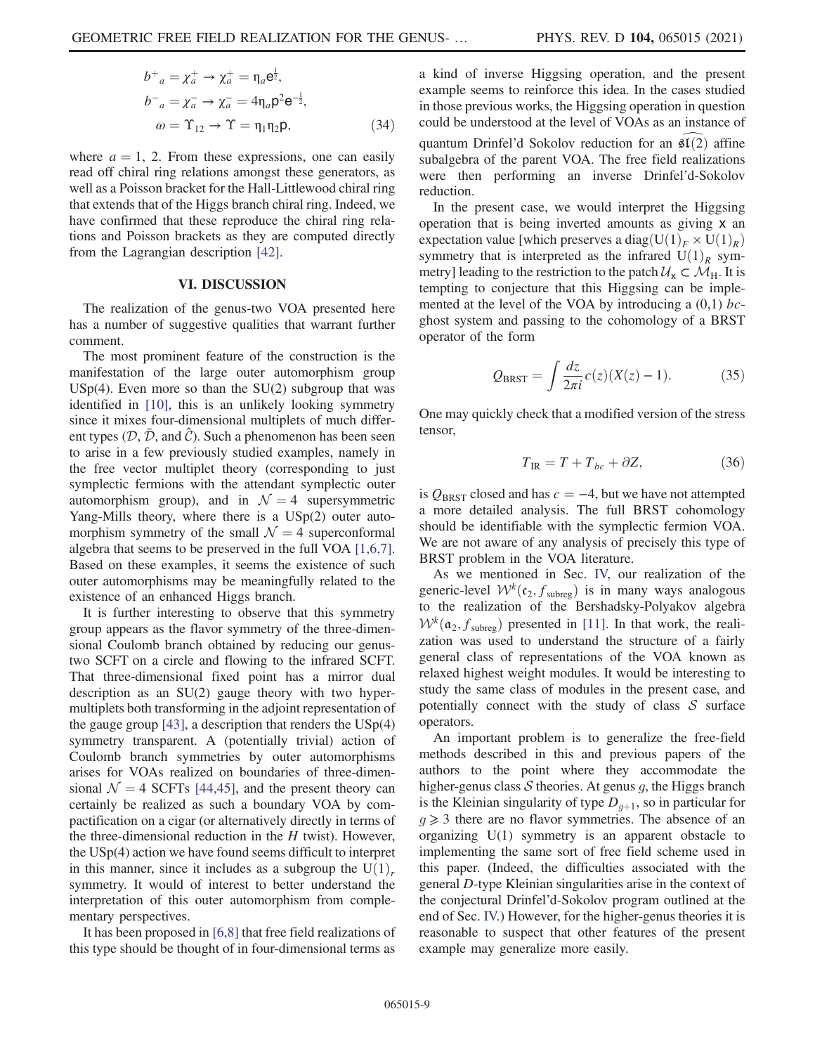$$
\begin{aligned}
b^{+}{}_{a} &= \chi_a^{+} \to \chi_a^{+} = \eta_a \mathsf{e}^{\frac{1}{2}}, \\
b^{-}{}_{a} &= \chi_a^{-} \to \chi_a^{-} = 4\eta_a \mathsf{p}^2 \mathsf{e}^{-\frac{1}{2}}, \\
\omega &= \Upsilon_{12} \to \Upsilon = \eta_1 \eta_2 \mathsf{p}, 
\end{aligned}
\tag{34}
$$

where $a = 1, 2$. From these expressions, one can easily read off chiral ring relations amongst these generators, as well as a Poisson bracket for the Hall-Littlewood chiral ring that extends that of the Higgs branch chiral ring. Indeed, we have confirmed that these reproduce the chiral ring relations and Poisson brackets as they are computed directly from the Lagrangian description [42].

## VI. DISCUSSION

The realization of the genus-two VOA presented here has a number of suggestive qualities that warrant further comment.

The most prominent feature of the construction is the manifestation of the large outer automorphism group USp(4). Even more so than the SU(2) subgroup that was identified in [10], this is an unlikely looking symmetry since it mixes four-dimensional multiplets of much different types ($\mathcal{D}$, $\bar{\mathcal{D}}$, and $\hat{\mathcal{C}}$). Such a phenomenon has been seen to arise in a few previously studied examples, namely in the free vector multiplet theory (corresponding to just symplectic fermions with the attendant symplectic outer automorphism group), and in $\mathcal{N} = 4$ supersymmetric Yang-Mills theory, where there is a USp(2) outer automorphism symmetry of the small $\mathcal{N} = 4$ superconformal algebra that seems to be preserved in the full VOA [1,6,7]. Based on these examples, it seems the existence of such outer automorphisms may be meaningfully related to the existence of an enhanced Higgs branch.

It is further interesting to observe that this symmetry group appears as the flavor symmetry of the three-dimensional Coulomb branch obtained by reducing our genus-two SCFT on a circle and flowing to the infrared SCFT. That three-dimensional fixed point has a mirror dual description as an SU(2) gauge theory with two hypermultiplets both transforming in the adjoint representation of the gauge group [43], a description that renders the USp(4) symmetry transparent. A (potentially trivial) action of Coulomb branch symmetries by outer automorphisms arises for VOAs realized on boundaries of three-dimensional $\mathcal{N} = 4$ SCFTs [44,45], and the present theory can certainly be realized as such a boundary VOA by compactification on a cigar (or alternatively directly in terms of the three-dimensional reduction in the $H$ twist). However, the USp(4) action we have found seems difficult to interpret in this manner, since it includes as a subgroup the $\mathrm{U}(1)_r$ symmetry. It would of interest to better understand the interpretation of this outer automorphism from complementary perspectives.

It has been proposed in [6,8] that free field realizations of this type should be thought of in four-dimensional terms as a kind of inverse Higgsing operation, and the present example seems to reinforce this idea. In the cases studied in those previous works, the Higgsing operation in question could be understood at the level of VOAs as an instance of quantum Drinfel'd Sokolov reduction for an $\widehat{\mathfrak{sl}(2)}$ affine subalgebra of the parent VOA. The free field realizations were then performing an inverse Drinfel'd-Sokolov reduction.

In the present case, we would interpret the Higgsing operation that is being inverted amounts as giving $\mathsf{x}$ an expectation value [which preserves a $\mathrm{diag}(\mathrm{U}(1)_F \times \mathrm{U}(1)_R)$ symmetry that is interpreted as the infrared $\mathrm{U}(1)_R$ symmetry] leading to the restriction to the patch $\mathcal{U}_{\mathsf{x}} \subset \mathcal{M}_{\mathrm{H}}$. It is tempting to conjecture that this Higgsing can be implemented at the level of the VOA by introducing a (0,1) $bc$-ghost system and passing to the cohomology of a BRST operator of the form

$$
Q_{\mathrm{BRST}} = \int \frac{dz}{2\pi i} c(z)(X(z) - 1). \tag{35}
$$

One may quickly check that a modified version of the stress tensor,

$$
T_{\mathrm{IR}} = T + T_{bc} + \partial Z, \tag{36}
$$

is $Q_{\mathrm{BRST}}$ closed and has $c = -4$, but we have not attempted a more detailed analysis. The full BRST cohomology should be identifiable with the symplectic fermion VOA. We are not aware of any analysis of precisely this type of BRST problem in the VOA literature.

As we mentioned in Sec. IV, our realization of the generic-level $\mathcal{W}^k(\mathfrak{c}_2, f_{\mathrm{subreg}})$ is in many ways analogous to the realization of the Bershadsky-Polyakov algebra $\mathcal{W}^k(\mathfrak{a}_2, f_{\mathrm{subreg}})$ presented in [11]. In that work, the realization was used to understand the structure of a fairly general class of representations of the VOA known as relaxed highest weight modules. It would be interesting to study the same class of modules in the present case, and potentially connect with the study of class $\mathcal{S}$ surface operators.

An important problem is to generalize the free-field methods described in this and previous papers of the authors to the point where they accommodate the higher-genus class $\mathcal{S}$ theories. At genus $g$, the Higgs branch is the Kleinian singularity of type $D_{g+1}$, so in particular for $g \geqslant 3$ there are no flavor symmetries. The absence of an organizing U(1) symmetry is an apparent obstacle to implementing the same sort of free field scheme used in this paper. (Indeed, the difficulties associated with the general $D$-type Kleinian singularities arise in the context of the conjectural Drinfel'd-Sokolov program outlined at the end of Sec. IV.) However, for the higher-genus theories it is reasonable to suspect that other features of the present example may generalize more easily.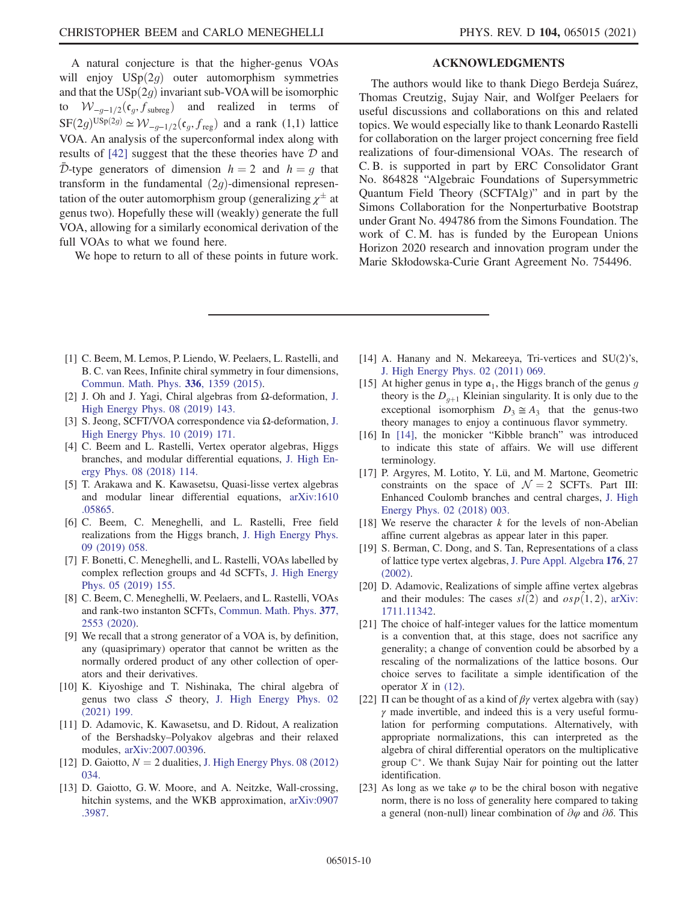A natural conjecture is that the higher-genus VOAs will enjoy $\mathrm{USp}(2g)$ outer automorphism symmetries and that the $\mathrm{USp}(2g)$ invariant sub-VOA will be isomorphic to $\mathcal{W}_{-g-1/2}(\mathfrak{c}_g, f_{\text{subreg}})$ and realized in terms of $\mathrm{SF}(2g)^{\mathrm{USp}(2g)} \simeq \mathcal{W}_{-g-1/2}(\mathfrak{c}_g, f_{\text{reg}})$ and a rank (1,1) lattice VOA. An analysis of the superconformal index along with results of [42] suggest that the these theories have $\mathcal{D}$ and $\bar{\mathcal{D}}$-type generators of dimension $h = 2$ and $h = g$ that transform in the fundamental $(2g)$-dimensional representation of the outer automorphism group (generalizing $\chi^{\pm}$ at genus two). Hopefully these will (weakly) generate the full VOA, allowing for a similarly economical derivation of the full VOAs to what we found here.

We hope to return to all of these points in future work.

## ACKNOWLEDGMENTS

The authors would like to thank Diego Berdeja Suárez, Thomas Creutzig, Sujay Nair, and Wolfger Peelaers for useful discussions and collaborations on this and related topics. We would especially like to thank Leonardo Rastelli for collaboration on the larger project concerning free field realizations of four-dimensional VOAs. The research of C. B. is supported in part by ERC Consolidator Grant No. 864828 "Algebraic Foundations of Supersymmetric Quantum Field Theory (SCFTAlg)" and in part by the Simons Collaboration for the Nonperturbative Bootstrap under Grant No. 494786 from the Simons Foundation. The work of C. M. has is funded by the European Unions Horizon 2020 research and innovation program under the Marie Skłodowska-Curie Grant Agreement No. 754496.

---

[1] C. Beem, M. Lemos, P. Liendo, W. Peelaers, L. Rastelli, and B. C. van Rees, Infinite chiral symmetry in four dimensions, Commun. Math. Phys. **336**, 1359 (2015).

[2] J. Oh and J. Yagi, Chiral algebras from Ω-deformation, J. High Energy Phys. 08 (2019) 143.

[3] S. Jeong, SCFT/VOA correspondence via Ω-deformation, J. High Energy Phys. 10 (2019) 171.

[4] C. Beem and L. Rastelli, Vertex operator algebras, Higgs branches, and modular differential equations, J. High Energy Phys. 08 (2018) 114.

[5] T. Arakawa and K. Kawasetsu, Quasi-lisse vertex algebras and modular linear differential equations, arXiv:1610.05865.

[6] C. Beem, C. Meneghelli, and L. Rastelli, Free field realizations from the Higgs branch, J. High Energy Phys. 09 (2019) 058.

[7] F. Bonetti, C. Meneghelli, and L. Rastelli, VOAs labelled by complex reflection groups and 4d SCFTs, J. High Energy Phys. 05 (2019) 155.

[8] C. Beem, C. Meneghelli, W. Peelaers, and L. Rastelli, VOAs and rank-two instanton SCFTs, Commun. Math. Phys. **377**, 2553 (2020).

[9] We recall that a strong generator of a VOA is, by definition, any (quasiprimary) operator that cannot be written as the normally ordered product of any other collection of operators and their derivatives.

[10] K. Kiyoshige and T. Nishinaka, The chiral algebra of genus two class $\mathcal{S}$ theory, J. High Energy Phys. 02 (2021) 199.

[11] D. Adamovic, K. Kawasetsu, and D. Ridout, A realization of the Bershadsky–Polyakov algebras and their relaxed modules, arXiv:2007.00396.

[12] D. Gaiotto, $N = 2$ dualities, J. High Energy Phys. 08 (2012) 034.

[13] D. Gaiotto, G. W. Moore, and A. Neitzke, Wall-crossing, hitchin systems, and the WKB approximation, arXiv:0907.3987.

[14] A. Hanany and N. Mekareeya, Tri-vertices and SU(2)'s, J. High Energy Phys. 02 (2011) 069.

[15] At higher genus in type $\mathfrak{a}_1$, the Higgs branch of the genus $g$ theory is the $D_{g+1}$ Kleinian singularity. It is only due to the exceptional isomorphism $D_3 \cong A_3$ that the genus-two theory manages to enjoy a continuous flavor symmetry.

[16] In [14], the monicker "Kibble branch" was introduced to indicate this state of affairs. We will use different terminology.

[17] P. Argyres, M. Lotito, Y. Lü, and M. Martone, Geometric constraints on the space of $\mathcal{N} = 2$ SCFTs. Part III: Enhanced Coulomb branches and central charges, J. High Energy Phys. 02 (2018) 003.

[18] We reserve the character $k$ for the levels of non-Abelian affine current algebras as appear later in this paper.

[19] S. Berman, C. Dong, and S. Tan, Representations of a class of lattice type vertex algebras, J. Pure Appl. Algebra **176**, 27 (2002).

[20] D. Adamovic, Realizations of simple affine vertex algebras and their modules: The cases $\widehat{sl(2)}$ and $\widehat{osp(1,2)}$, arXiv:1711.11342.

[21] The choice of half-integer values for the lattice momentum is a convention that, at this stage, does not sacrifice any generality; a change of convention could be absorbed by a rescaling of the normalizations of the lattice bosons. Our choice serves to facilitate a simple identification of the operator $X$ in (12).

[22] Π can be thought of as a kind of $\beta\gamma$ vertex algebra with (say) $\gamma$ made invertible, and indeed this is a very useful formulation for performing computations. Alternatively, with appropriate normalizations, this can interpreted as the algebra of chiral differential operators on the multiplicative group $\mathbb{C}^*$. We thank Sujay Nair for pointing out the latter identification.

[23] As long as we take $\varphi$ to be the chiral boson with negative norm, there is no loss of generality here compared to taking a general (non-null) linear combination of $\partial\varphi$ and $\partial\delta$. This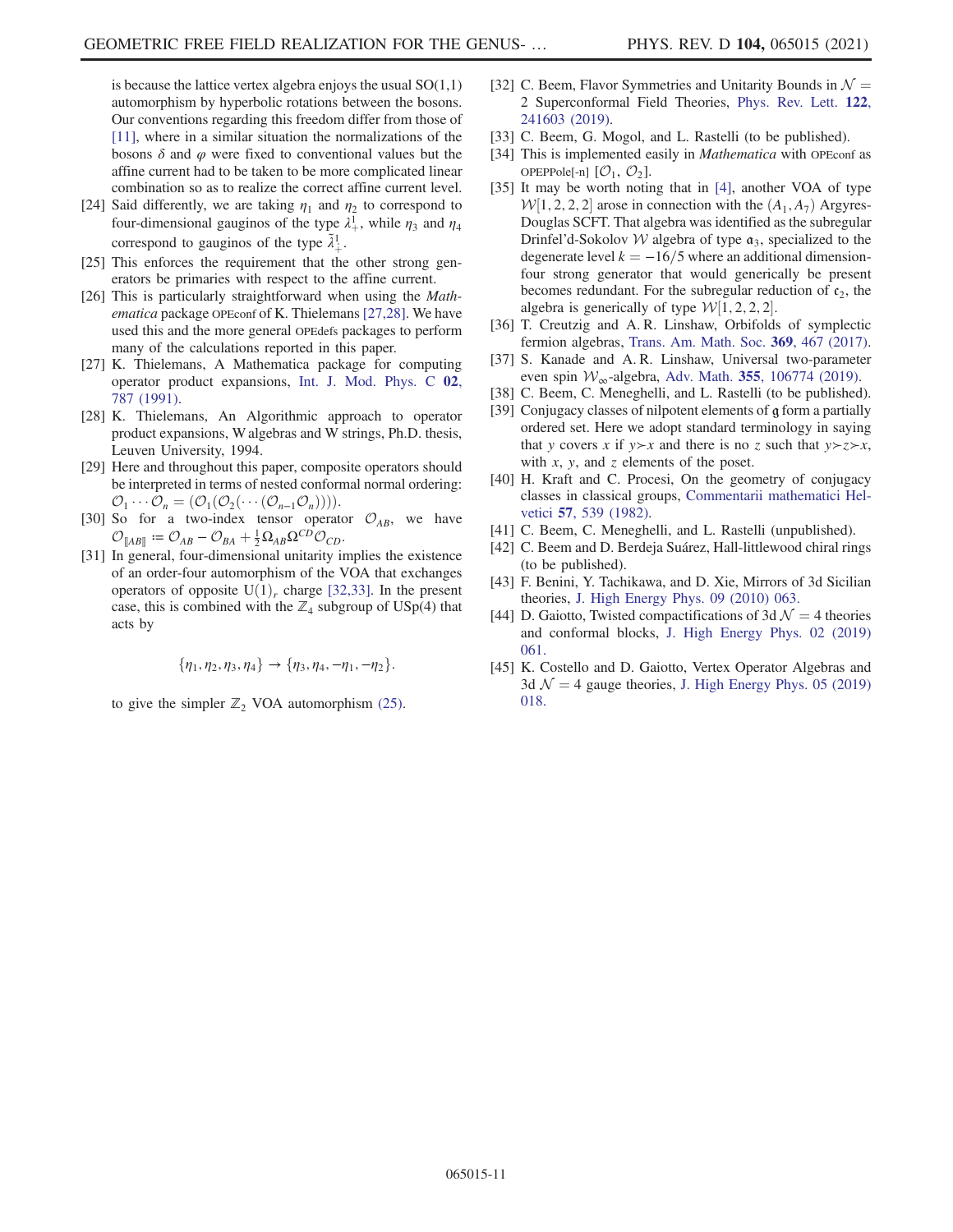is because the lattice vertex algebra enjoys the usual SO(1,1) automorphism by hyperbolic rotations between the bosons. Our conventions regarding this freedom differ from those of [11], where in a similar situation the normalizations of the bosons $\delta$ and $\varphi$ were fixed to conventional values but the affine current had to be taken to be more complicated linear combination so as to realize the correct affine current level.

[24] Said differently, we are taking $\eta_1$ and $\eta_2$ to correspond to four-dimensional gauginos of the type $\lambda^1_+$, while $\eta_3$ and $\eta_4$ correspond to gauginos of the type $\tilde{\lambda}^1_+$.

[25] This enforces the requirement that the other strong generators be primaries with respect to the affine current.

[26] This is particularly straightforward when using the *Mathematica* package OPEconf of K. Thielemans [27,28]. We have used this and the more general OPEdefs packages to perform many of the calculations reported in this paper.

[27] K. Thielemans, A Mathematica package for computing operator product expansions, Int. J. Mod. Phys. C **02**, 787 (1991).

[28] K. Thielemans, An Algorithmic approach to operator product expansions, W algebras and W strings, Ph.D. thesis, Leuven University, 1994.

[29] Here and throughout this paper, composite operators should be interpreted in terms of nested conformal normal ordering: $\mathcal{O}_1\cdots\mathcal{O}_n = (\mathcal{O}_1(\mathcal{O}_2(\cdots(\mathcal{O}_{n-1}\mathcal{O}_n))))$.

[30] So for a two-index tensor operator $\mathcal{O}_{AB}$, we have $\mathcal{O}_{[\![AB]\!]} \coloneqq \mathcal{O}_{AB} - \mathcal{O}_{BA} + \frac{1}{2}\Omega_{AB}\Omega^{CD}\mathcal{O}_{CD}$.

[31] In general, four-dimensional unitarity implies the existence of an order-four automorphism of the VOA that exchanges operators of opposite $\mathrm{U}(1)_r$ charge [32,33]. In the present case, this is combined with the $\mathbb{Z}_4$ subgroup of USp(4) that acts by

$$\{\eta_1, \eta_2, \eta_3, \eta_4\} \to \{\eta_3, \eta_4, -\eta_1, -\eta_2\}.$$

to give the simpler $\mathbb{Z}_2$ VOA automorphism (25).

[32] C. Beem, Flavor Symmetries and Unitarity Bounds in $\mathcal{N} = 2$ Superconformal Field Theories, Phys. Rev. Lett. **122**, 241603 (2019).

[33] C. Beem, G. Mogol, and L. Rastelli (to be published).

[34] This is implemented easily in *Mathematica* with OPEconf as OPEPPole[-n] $[\mathcal{O}_1, \mathcal{O}_2]$.

[35] It may be worth noting that in [4], another VOA of type $\mathcal{W}[1,2,2,2]$ arose in connection with the $(A_1, A_7)$ Argyres-Douglas SCFT. That algebra was identified as the subregular Drinfel'd-Sokolov $\mathcal{W}$ algebra of type $\mathfrak{a}_3$, specialized to the degenerate level $k = -16/5$ where an additional dimension-four strong generator that would generically be present becomes redundant. For the subregular reduction of $\mathfrak{c}_2$, the algebra is generically of type $\mathcal{W}[1,2,2,2]$.

[36] T. Creutzig and A. R. Linshaw, Orbifolds of symplectic fermion algebras, Trans. Am. Math. Soc. **369**, 467 (2017).

[37] S. Kanade and A. R. Linshaw, Universal two-parameter even spin $\mathcal{W}_\infty$-algebra, Adv. Math. **355**, 106774 (2019).

[38] C. Beem, C. Meneghelli, and L. Rastelli (to be published).

[39] Conjugacy classes of nilpotent elements of $\mathfrak{g}$ form a partially ordered set. Here we adopt standard terminology in saying that $y$ covers $x$ if $y \succ x$ and there is no $z$ such that $y \succ z \succ x$, with $x$, $y$, and $z$ elements of the poset.

[40] H. Kraft and C. Procesi, On the geometry of conjugacy classes in classical groups, Commentarii mathematici Helvetici **57**, 539 (1982).

[41] C. Beem, C. Meneghelli, and L. Rastelli (unpublished).

[42] C. Beem and D. Berdeja Suárez, Hall-littlewood chiral rings (to be published).

[43] F. Benini, Y. Tachikawa, and D. Xie, Mirrors of 3d Sicilian theories, J. High Energy Phys. 09 (2010) 063.

[44] D. Gaiotto, Twisted compactifications of 3d $\mathcal{N} = 4$ theories and conformal blocks, J. High Energy Phys. 02 (2019) 061.

[45] K. Costello and D. Gaiotto, Vertex Operator Algebras and 3d $\mathcal{N} = 4$ gauge theories, J. High Energy Phys. 05 (2019) 018.